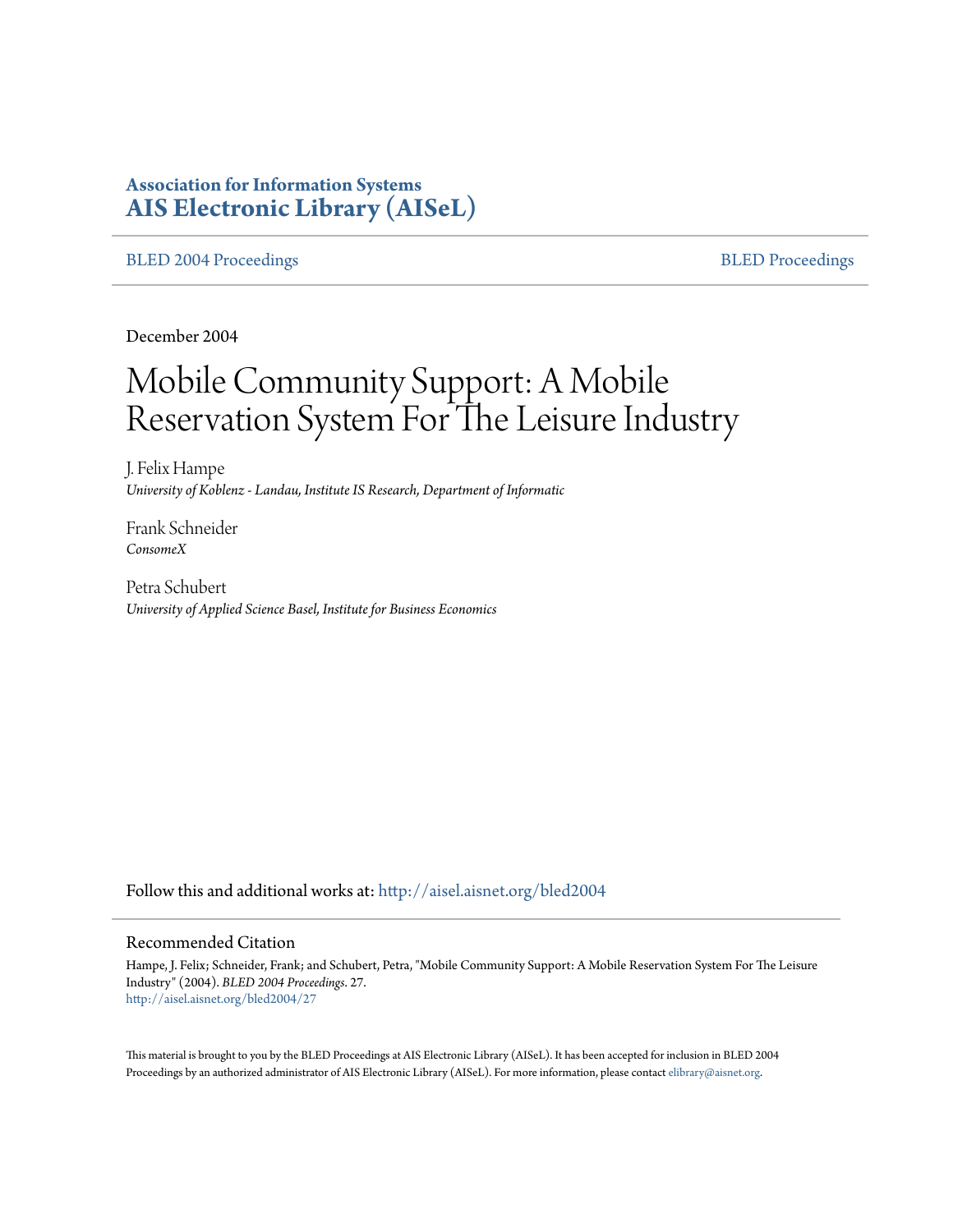**Association for Information Systems**
**AIS Electronic Library (AISeL)**

BLED 2004 Proceedings | BLED Proceedings

December 2004

# Mobile Community Support: A Mobile Reservation System For The Leisure Industry

J. Felix Hampe
*University of Koblenz - Landau, Institute IS Research, Department of Informatic*

Frank Schneider
*ConsomeX*

Petra Schubert
*University of Applied Science Basel, Institute for Business Economics*

Follow this and additional works at: http://aisel.aisnet.org/bled2004

## Recommended Citation

Hampe, J. Felix; Schneider, Frank; and Schubert, Petra, "Mobile Community Support: A Mobile Reservation System For The Leisure Industry" (2004). *BLED 2004 Proceedings*. 27.
http://aisel.aisnet.org/bled2004/27

This material is brought to you by the BLED Proceedings at AIS Electronic Library (AISeL). It has been accepted for inclusion in BLED 2004 Proceedings by an authorized administrator of AIS Electronic Library (AISeL). For more information, please contact elibrary@aisnet.org.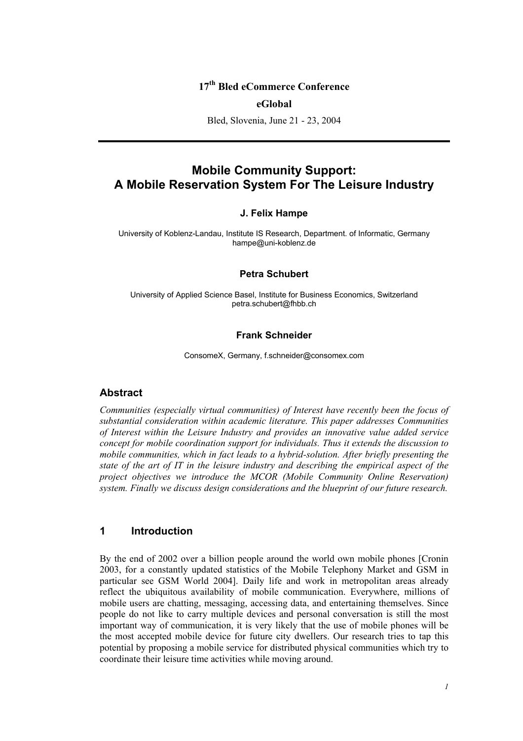**17th Bled eCommerce Conference**

**eGlobal**

Bled, Slovenia, June 21 - 23, 2004

# Mobile Community Support: A Mobile Reservation System For The Leisure Industry

**J. Felix Hampe**

University of Koblenz-Landau, Institute IS Research, Department. of Informatic, Germany
hampe@uni-koblenz.de

**Petra Schubert**

University of Applied Science Basel, Institute for Business Economics, Switzerland
petra.schubert@fhbb.ch

**Frank Schneider**

ConsomeX, Germany, f.schneider@consomex.com

## Abstract

*Communities (especially virtual communities) of Interest have recently been the focus of substantial consideration within academic literature. This paper addresses Communities of Interest within the Leisure Industry and provides an innovative value added service concept for mobile coordination support for individuals. Thus it extends the discussion to mobile communities, which in fact leads to a hybrid-solution. After briefly presenting the state of the art of IT in the leisure industry and describing the empirical aspect of the project objectives we introduce the MCOR (Mobile Community Online Reservation) system. Finally we discuss design considerations and the blueprint of our future research.*

## 1 Introduction

By the end of 2002 over a billion people around the world own mobile phones [Cronin 2003, for a constantly updated statistics of the Mobile Telephony Market and GSM in particular see GSM World 2004]. Daily life and work in metropolitan areas already reflect the ubiquitous availability of mobile communication. Everywhere, millions of mobile users are chatting, messaging, accessing data, and entertaining themselves. Since people do not like to carry multiple devices and personal conversation is still the most important way of communication, it is very likely that the use of mobile phones will be the most accepted mobile device for future city dwellers. Our research tries to tap this potential by proposing a mobile service for distributed physical communities which try to coordinate their leisure time activities while moving around.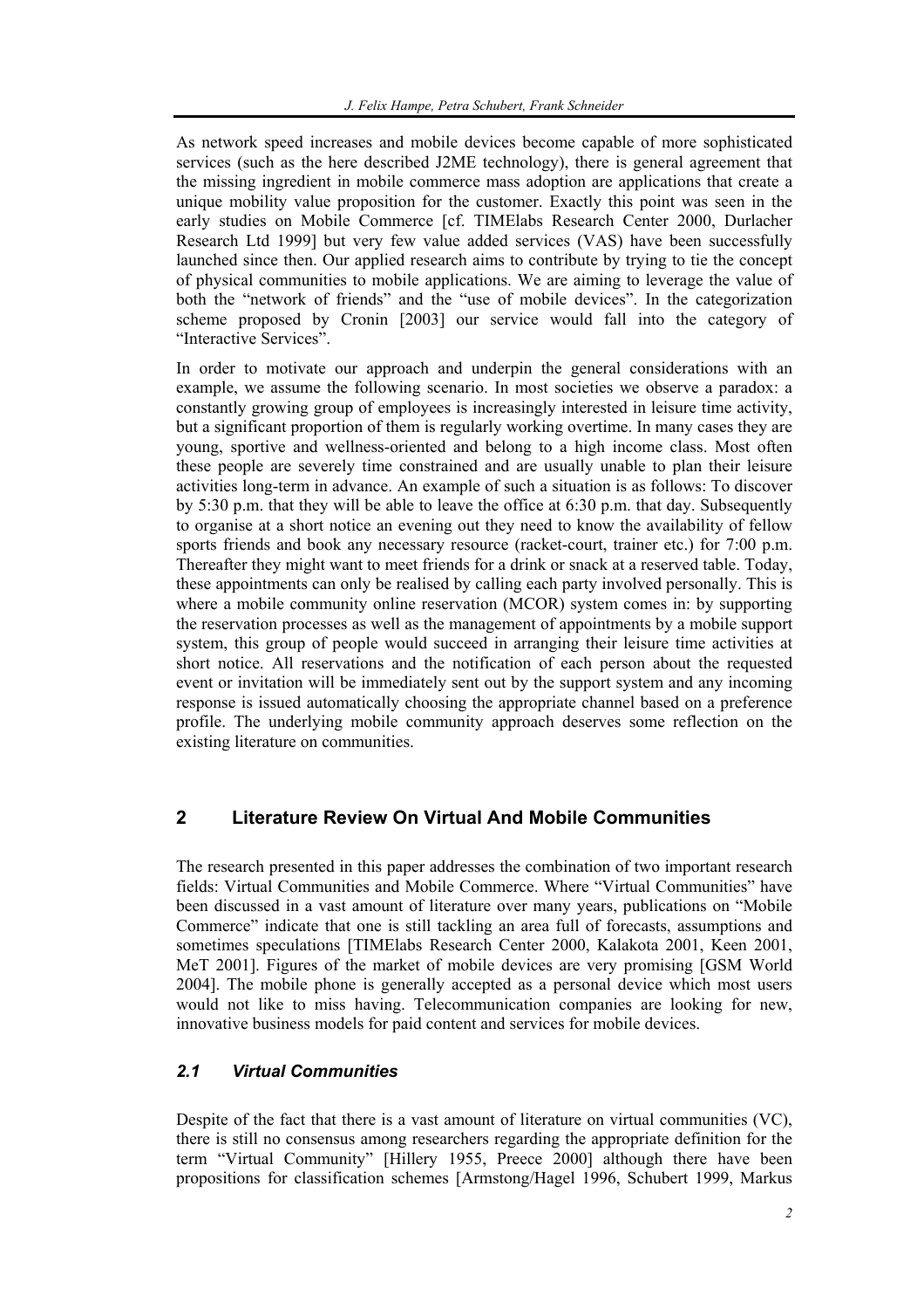As network speed increases and mobile devices become capable of more sophisticated services (such as the here described J2ME technology), there is general agreement that the missing ingredient in mobile commerce mass adoption are applications that create a unique mobility value proposition for the customer. Exactly this point was seen in the early studies on Mobile Commerce [cf. TIMElabs Research Center 2000, Durlacher Research Ltd 1999] but very few value added services (VAS) have been successfully launched since then. Our applied research aims to contribute by trying to tie the concept of physical communities to mobile applications. We are aiming to leverage the value of both the "network of friends" and the "use of mobile devices". In the categorization scheme proposed by Cronin [2003] our service would fall into the category of "Interactive Services".

In order to motivate our approach and underpin the general considerations with an example, we assume the following scenario. In most societies we observe a paradox: a constantly growing group of employees is increasingly interested in leisure time activity, but a significant proportion of them is regularly working overtime. In many cases they are young, sportive and wellness-oriented and belong to a high income class. Most often these people are severely time constrained and are usually unable to plan their leisure activities long-term in advance. An example of such a situation is as follows: To discover by 5:30 p.m. that they will be able to leave the office at 6:30 p.m. that day. Subsequently to organise at a short notice an evening out they need to know the availability of fellow sports friends and book any necessary resource (racket-court, trainer etc.) for 7:00 p.m. Thereafter they might want to meet friends for a drink or snack at a reserved table. Today, these appointments can only be realised by calling each party involved personally. This is where a mobile community online reservation (MCOR) system comes in: by supporting the reservation processes as well as the management of appointments by a mobile support system, this group of people would succeed in arranging their leisure time activities at short notice. All reservations and the notification of each person about the requested event or invitation will be immediately sent out by the support system and any incoming response is issued automatically choosing the appropriate channel based on a preference profile. The underlying mobile community approach deserves some reflection on the existing literature on communities.

## 2 Literature Review On Virtual And Mobile Communities

The research presented in this paper addresses the combination of two important research fields: Virtual Communities and Mobile Commerce. Where "Virtual Communities" have been discussed in a vast amount of literature over many years, publications on "Mobile Commerce" indicate that one is still tackling an area full of forecasts, assumptions and sometimes speculations [TIMElabs Research Center 2000, Kalakota 2001, Keen 2001, MeT 2001]. Figures of the market of mobile devices are very promising [GSM World 2004]. The mobile phone is generally accepted as a personal device which most users would not like to miss having. Telecommunication companies are looking for new, innovative business models for paid content and services for mobile devices.

### *2.1 Virtual Communities*

Despite of the fact that there is a vast amount of literature on virtual communities (VC), there is still no consensus among researchers regarding the appropriate definition for the term "Virtual Community" [Hillery 1955, Preece 2000] although there have been propositions for classification schemes [Armstong/Hagel 1996, Schubert 1999, Markus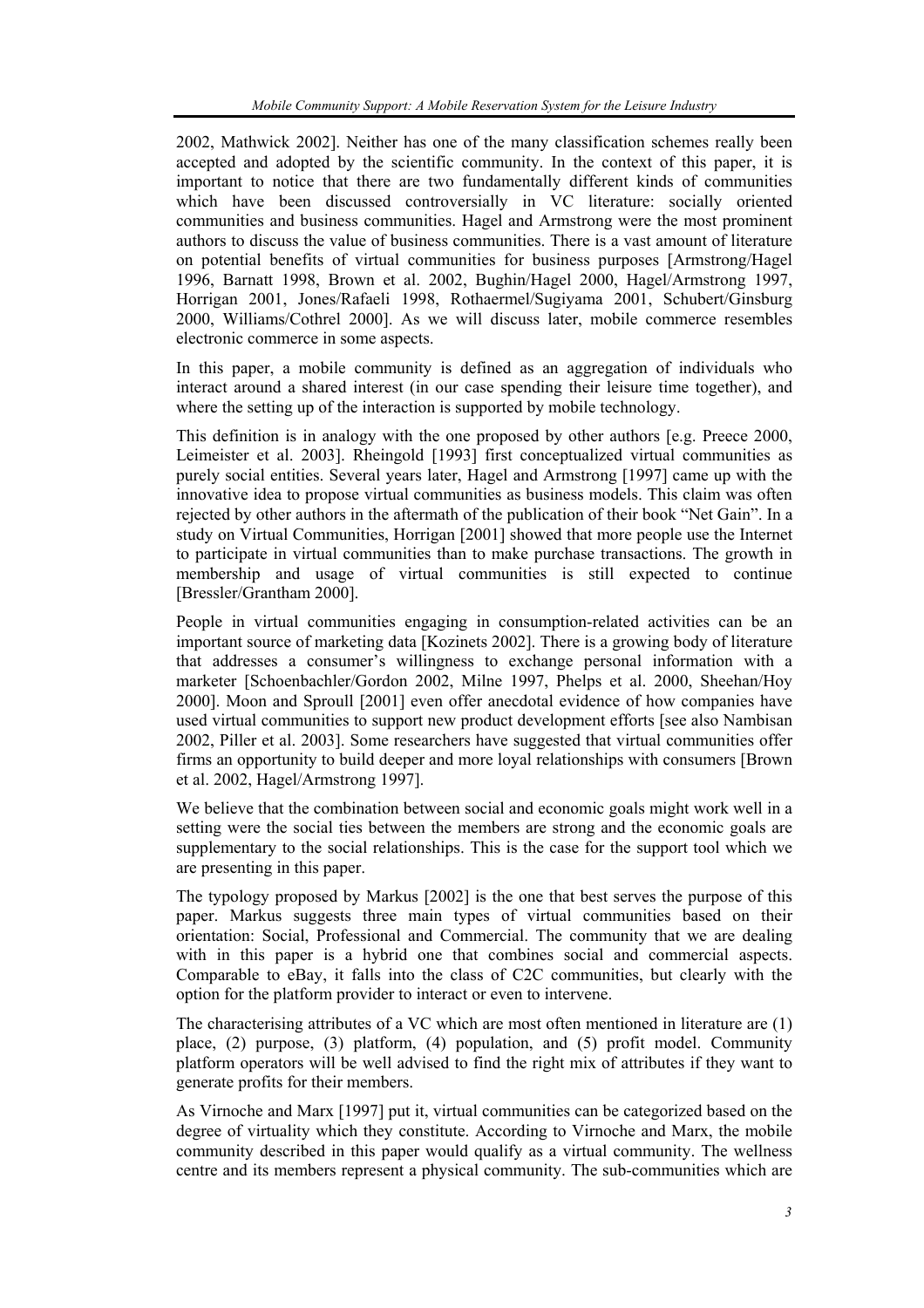2002, Mathwick 2002]. Neither has one of the many classification schemes really been accepted and adopted by the scientific community. In the context of this paper, it is important to notice that there are two fundamentally different kinds of communities which have been discussed controversially in VC literature: socially oriented communities and business communities. Hagel and Armstrong were the most prominent authors to discuss the value of business communities. There is a vast amount of literature on potential benefits of virtual communities for business purposes [Armstrong/Hagel 1996, Barnatt 1998, Brown et al. 2002, Bughin/Hagel 2000, Hagel/Armstrong 1997, Horrigan 2001, Jones/Rafaeli 1998, Rothaermel/Sugiyama 2001, Schubert/Ginsburg 2000, Williams/Cothrel 2000]. As we will discuss later, mobile commerce resembles electronic commerce in some aspects.

In this paper, a mobile community is defined as an aggregation of individuals who interact around a shared interest (in our case spending their leisure time together), and where the setting up of the interaction is supported by mobile technology.

This definition is in analogy with the one proposed by other authors [e.g. Preece 2000, Leimeister et al. 2003]. Rheingold [1993] first conceptualized virtual communities as purely social entities. Several years later, Hagel and Armstrong [1997] came up with the innovative idea to propose virtual communities as business models. This claim was often rejected by other authors in the aftermath of the publication of their book "Net Gain". In a study on Virtual Communities, Horrigan [2001] showed that more people use the Internet to participate in virtual communities than to make purchase transactions. The growth in membership and usage of virtual communities is still expected to continue [Bressler/Grantham 2000].

People in virtual communities engaging in consumption-related activities can be an important source of marketing data [Kozinets 2002]. There is a growing body of literature that addresses a consumer's willingness to exchange personal information with a marketer [Schoenbachler/Gordon 2002, Milne 1997, Phelps et al. 2000, Sheehan/Hoy 2000]. Moon and Sproull [2001] even offer anecdotal evidence of how companies have used virtual communities to support new product development efforts [see also Nambisan 2002, Piller et al. 2003]. Some researchers have suggested that virtual communities offer firms an opportunity to build deeper and more loyal relationships with consumers [Brown et al. 2002, Hagel/Armstrong 1997].

We believe that the combination between social and economic goals might work well in a setting were the social ties between the members are strong and the economic goals are supplementary to the social relationships. This is the case for the support tool which we are presenting in this paper.

The typology proposed by Markus [2002] is the one that best serves the purpose of this paper. Markus suggests three main types of virtual communities based on their orientation: Social, Professional and Commercial. The community that we are dealing with in this paper is a hybrid one that combines social and commercial aspects. Comparable to eBay, it falls into the class of C2C communities, but clearly with the option for the platform provider to interact or even to intervene.

The characterising attributes of a VC which are most often mentioned in literature are (1) place, (2) purpose, (3) platform, (4) population, and (5) profit model. Community platform operators will be well advised to find the right mix of attributes if they want to generate profits for their members.

As Virnoche and Marx [1997] put it, virtual communities can be categorized based on the degree of virtuality which they constitute. According to Virnoche and Marx, the mobile community described in this paper would qualify as a virtual community. The wellness centre and its members represent a physical community. The sub-communities which are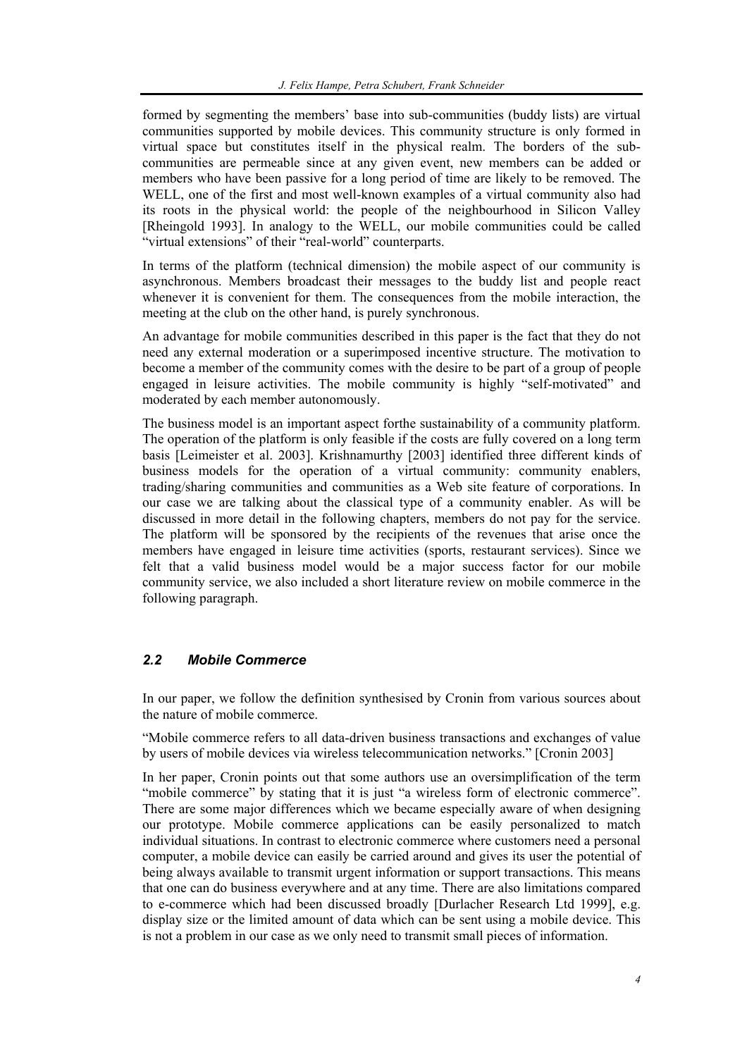formed by segmenting the members' base into sub-communities (buddy lists) are virtual communities supported by mobile devices. This community structure is only formed in virtual space but constitutes itself in the physical realm. The borders of the sub-communities are permeable since at any given event, new members can be added or members who have been passive for a long period of time are likely to be removed. The WELL, one of the first and most well-known examples of a virtual community also had its roots in the physical world: the people of the neighbourhood in Silicon Valley [Rheingold 1993]. In analogy to the WELL, our mobile communities could be called "virtual extensions" of their "real-world" counterparts.

In terms of the platform (technical dimension) the mobile aspect of our community is asynchronous. Members broadcast their messages to the buddy list and people react whenever it is convenient for them. The consequences from the mobile interaction, the meeting at the club on the other hand, is purely synchronous.

An advantage for mobile communities described in this paper is the fact that they do not need any external moderation or a superimposed incentive structure. The motivation to become a member of the community comes with the desire to be part of a group of people engaged in leisure activities. The mobile community is highly "self-motivated" and moderated by each member autonomously.

The business model is an important aspect forthe sustainability of a community platform. The operation of the platform is only feasible if the costs are fully covered on a long term basis [Leimeister et al. 2003]. Krishnamurthy [2003] identified three different kinds of business models for the operation of a virtual community: community enablers, trading/sharing communities and communities as a Web site feature of corporations. In our case we are talking about the classical type of a community enabler. As will be discussed in more detail in the following chapters, members do not pay for the service. The platform will be sponsored by the recipients of the revenues that arise once the members have engaged in leisure time activities (sports, restaurant services). Since we felt that a valid business model would be a major success factor for our mobile community service, we also included a short literature review on mobile commerce in the following paragraph.

## *2.2 Mobile Commerce*

In our paper, we follow the definition synthesised by Cronin from various sources about the nature of mobile commerce.

"Mobile commerce refers to all data-driven business transactions and exchanges of value by users of mobile devices via wireless telecommunication networks." [Cronin 2003]

In her paper, Cronin points out that some authors use an oversimplification of the term "mobile commerce" by stating that it is just "a wireless form of electronic commerce". There are some major differences which we became especially aware of when designing our prototype. Mobile commerce applications can be easily personalized to match individual situations. In contrast to electronic commerce where customers need a personal computer, a mobile device can easily be carried around and gives its user the potential of being always available to transmit urgent information or support transactions. This means that one can do business everywhere and at any time. There are also limitations compared to e-commerce which had been discussed broadly [Durlacher Research Ltd 1999], e.g. display size or the limited amount of data which can be sent using a mobile device. This is not a problem in our case as we only need to transmit small pieces of information.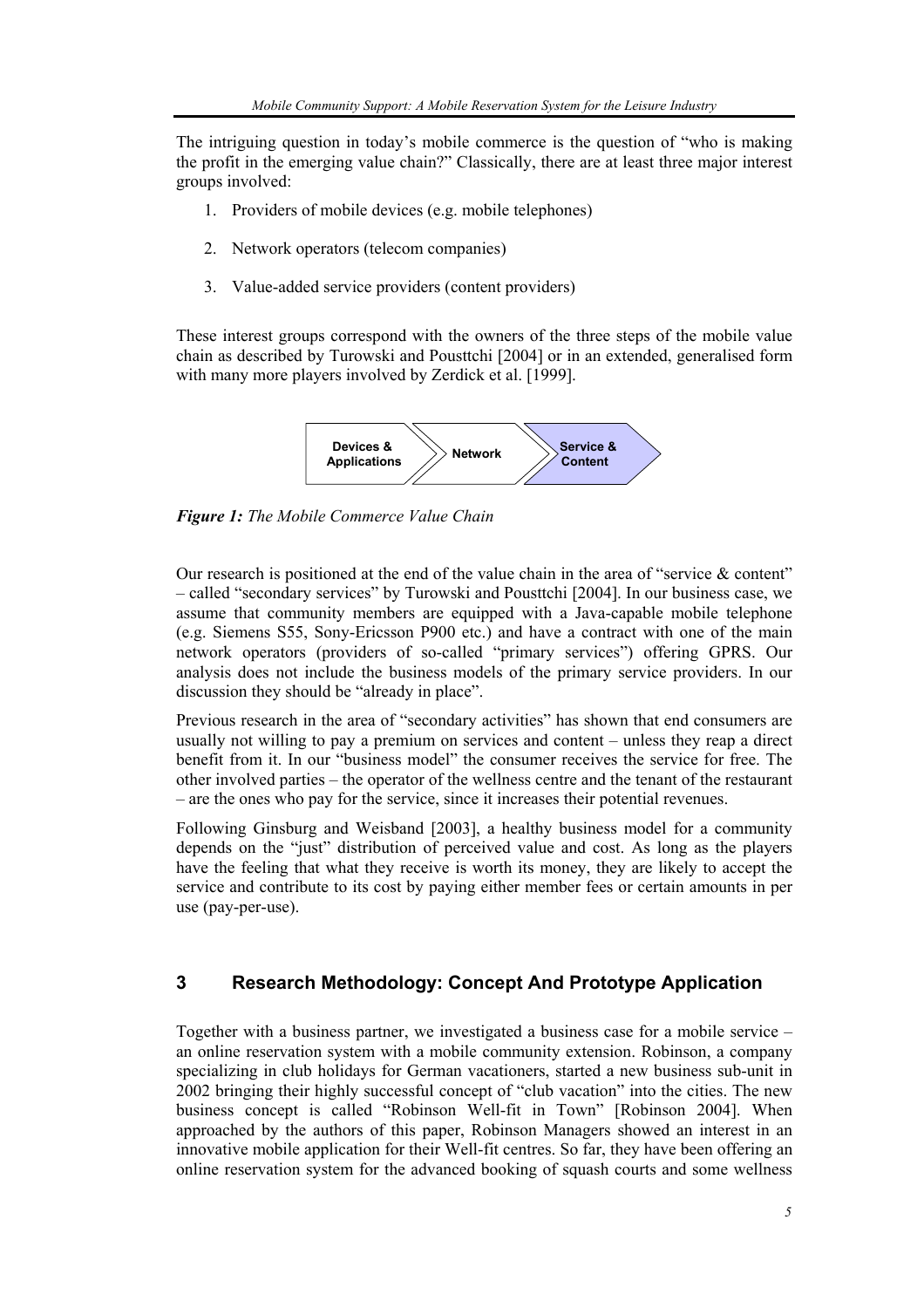The intriguing question in today's mobile commerce is the question of "who is making the profit in the emerging value chain?" Classically, there are at least three major interest groups involved:

1. Providers of mobile devices (e.g. mobile telephones)
2. Network operators (telecom companies)
3. Value-added service providers (content providers)

These interest groups correspond with the owners of the three steps of the mobile value chain as described by Turowski and Pousttchi [2004] or in an extended, generalised form with many more players involved by Zerdick et al. [1999].

Devices & Applications → Network → Service & Content

***Figure 1:*** *The Mobile Commerce Value Chain*

Our research is positioned at the end of the value chain in the area of "service & content" – called "secondary services" by Turowski and Pousttchi [2004]. In our business case, we assume that community members are equipped with a Java-capable mobile telephone (e.g. Siemens S55, Sony-Ericsson P900 etc.) and have a contract with one of the main network operators (providers of so-called "primary services") offering GPRS. Our analysis does not include the business models of the primary service providers. In our discussion they should be "already in place".

Previous research in the area of "secondary activities" has shown that end consumers are usually not willing to pay a premium on services and content – unless they reap a direct benefit from it. In our "business model" the consumer receives the service for free. The other involved parties – the operator of the wellness centre and the tenant of the restaurant – are the ones who pay for the service, since it increases their potential revenues.

Following Ginsburg and Weisband [2003], a healthy business model for a community depends on the "just" distribution of perceived value and cost. As long as the players have the feeling that what they receive is worth its money, they are likely to accept the service and contribute to its cost by paying either member fees or certain amounts in per use (pay-per-use).

## 3 Research Methodology: Concept And Prototype Application

Together with a business partner, we investigated a business case for a mobile service – an online reservation system with a mobile community extension. Robinson, a company specializing in club holidays for German vacationers, started a new business sub-unit in 2002 bringing their highly successful concept of "club vacation" into the cities. The new business concept is called "Robinson Well-fit in Town" [Robinson 2004]. When approached by the authors of this paper, Robinson Managers showed an interest in an innovative mobile application for their Well-fit centres. So far, they have been offering an online reservation system for the advanced booking of squash courts and some wellness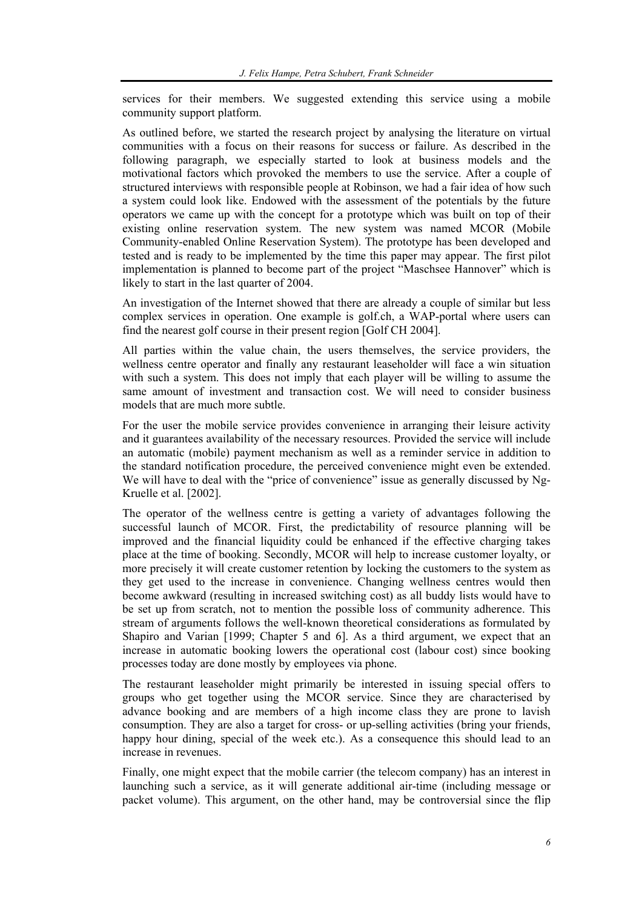services for their members. We suggested extending this service using a mobile community support platform.

As outlined before, we started the research project by analysing the literature on virtual communities with a focus on their reasons for success or failure. As described in the following paragraph, we especially started to look at business models and the motivational factors which provoked the members to use the service. After a couple of structured interviews with responsible people at Robinson, we had a fair idea of how such a system could look like. Endowed with the assessment of the potentials by the future operators we came up with the concept for a prototype which was built on top of their existing online reservation system. The new system was named MCOR (Mobile Community-enabled Online Reservation System). The prototype has been developed and tested and is ready to be implemented by the time this paper may appear. The first pilot implementation is planned to become part of the project "Maschsee Hannover" which is likely to start in the last quarter of 2004.

An investigation of the Internet showed that there are already a couple of similar but less complex services in operation. One example is golf.ch, a WAP-portal where users can find the nearest golf course in their present region [Golf CH 2004].

All parties within the value chain, the users themselves, the service providers, the wellness centre operator and finally any restaurant leaseholder will face a win situation with such a system. This does not imply that each player will be willing to assume the same amount of investment and transaction cost. We will need to consider business models that are much more subtle.

For the user the mobile service provides convenience in arranging their leisure activity and it guarantees availability of the necessary resources. Provided the service will include an automatic (mobile) payment mechanism as well as a reminder service in addition to the standard notification procedure, the perceived convenience might even be extended. We will have to deal with the "price of convenience" issue as generally discussed by Ng-Kruelle et al. [2002].

The operator of the wellness centre is getting a variety of advantages following the successful launch of MCOR. First, the predictability of resource planning will be improved and the financial liquidity could be enhanced if the effective charging takes place at the time of booking. Secondly, MCOR will help to increase customer loyalty, or more precisely it will create customer retention by locking the customers to the system as they get used to the increase in convenience. Changing wellness centres would then become awkward (resulting in increased switching cost) as all buddy lists would have to be set up from scratch, not to mention the possible loss of community adherence. This stream of arguments follows the well-known theoretical considerations as formulated by Shapiro and Varian [1999; Chapter 5 and 6]. As a third argument, we expect that an increase in automatic booking lowers the operational cost (labour cost) since booking processes today are done mostly by employees via phone.

The restaurant leaseholder might primarily be interested in issuing special offers to groups who get together using the MCOR service. Since they are characterised by advance booking and are members of a high income class they are prone to lavish consumption. They are also a target for cross- or up-selling activities (bring your friends, happy hour dining, special of the week etc.). As a consequence this should lead to an increase in revenues.

Finally, one might expect that the mobile carrier (the telecom company) has an interest in launching such a service, as it will generate additional air-time (including message or packet volume). This argument, on the other hand, may be controversial since the flip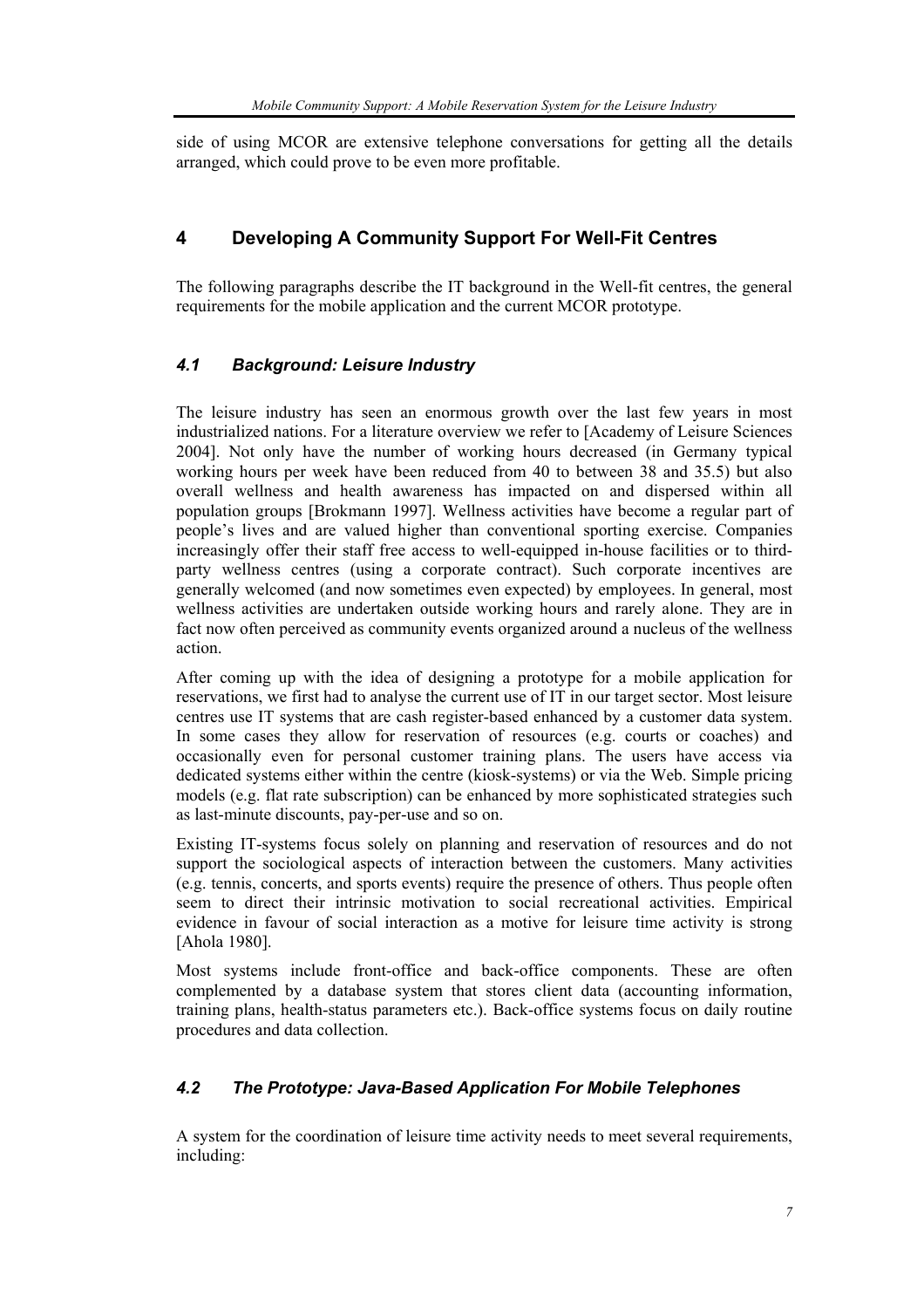side of using MCOR are extensive telephone conversations for getting all the details arranged, which could prove to be even more profitable.

## 4 Developing A Community Support For Well-Fit Centres

The following paragraphs describe the IT background in the Well-fit centres, the general requirements for the mobile application and the current MCOR prototype.

### *4.1 Background: Leisure Industry*

The leisure industry has seen an enormous growth over the last few years in most industrialized nations. For a literature overview we refer to [Academy of Leisure Sciences 2004]. Not only have the number of working hours decreased (in Germany typical working hours per week have been reduced from 40 to between 38 and 35.5) but also overall wellness and health awareness has impacted on and dispersed within all population groups [Brokmann 1997]. Wellness activities have become a regular part of people's lives and are valued higher than conventional sporting exercise. Companies increasingly offer their staff free access to well-equipped in-house facilities or to third-party wellness centres (using a corporate contract). Such corporate incentives are generally welcomed (and now sometimes even expected) by employees. In general, most wellness activities are undertaken outside working hours and rarely alone. They are in fact now often perceived as community events organized around a nucleus of the wellness action.

After coming up with the idea of designing a prototype for a mobile application for reservations, we first had to analyse the current use of IT in our target sector. Most leisure centres use IT systems that are cash register-based enhanced by a customer data system. In some cases they allow for reservation of resources (e.g. courts or coaches) and occasionally even for personal customer training plans. The users have access via dedicated systems either within the centre (kiosk-systems) or via the Web. Simple pricing models (e.g. flat rate subscription) can be enhanced by more sophisticated strategies such as last-minute discounts, pay-per-use and so on.

Existing IT-systems focus solely on planning and reservation of resources and do not support the sociological aspects of interaction between the customers. Many activities (e.g. tennis, concerts, and sports events) require the presence of others. Thus people often seem to direct their intrinsic motivation to social recreational activities. Empirical evidence in favour of social interaction as a motive for leisure time activity is strong [Ahola 1980].

Most systems include front-office and back-office components. These are often complemented by a database system that stores client data (accounting information, training plans, health-status parameters etc.). Back-office systems focus on daily routine procedures and data collection.

### *4.2 The Prototype: Java-Based Application For Mobile Telephones*

A system for the coordination of leisure time activity needs to meet several requirements, including: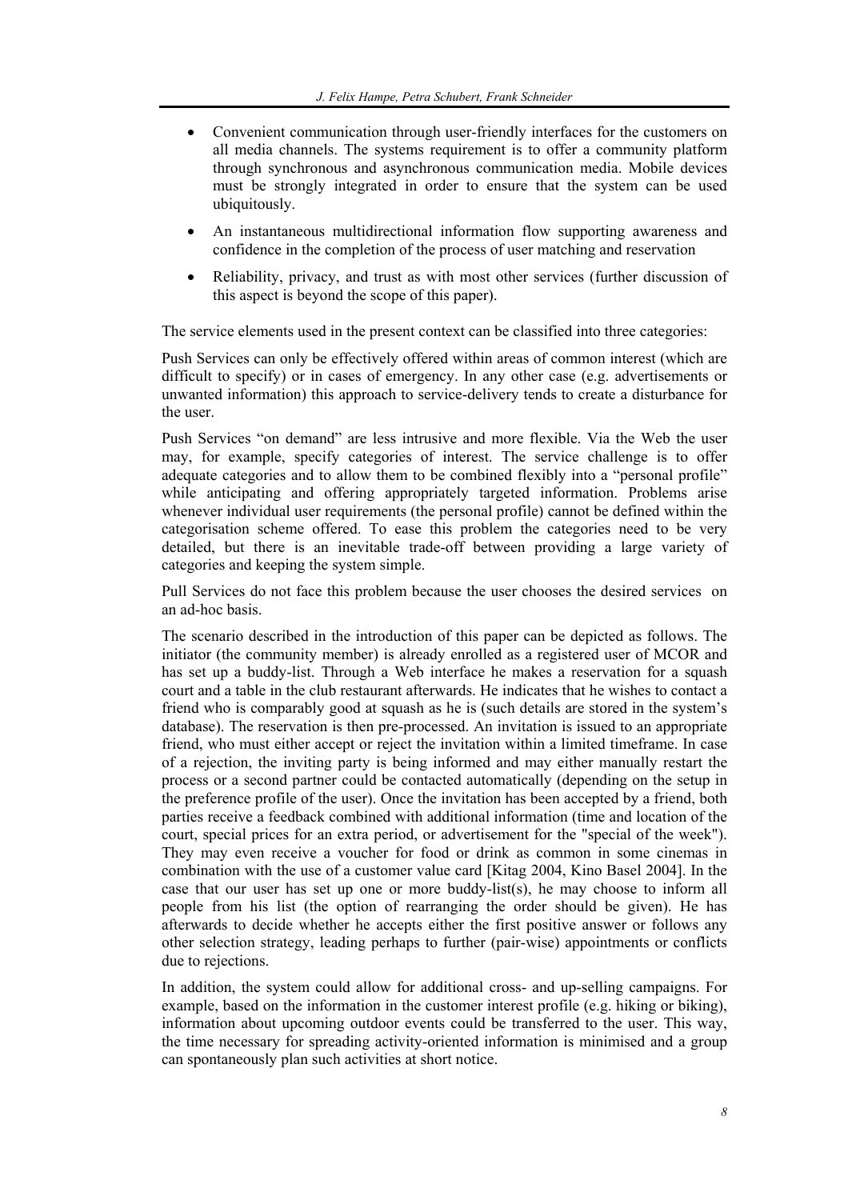- Convenient communication through user-friendly interfaces for the customers on all media channels. The systems requirement is to offer a community platform through synchronous and asynchronous communication media. Mobile devices must be strongly integrated in order to ensure that the system can be used ubiquitously.
- An instantaneous multidirectional information flow supporting awareness and confidence in the completion of the process of user matching and reservation
- Reliability, privacy, and trust as with most other services (further discussion of this aspect is beyond the scope of this paper).

The service elements used in the present context can be classified into three categories:

Push Services can only be effectively offered within areas of common interest (which are difficult to specify) or in cases of emergency. In any other case (e.g. advertisements or unwanted information) this approach to service-delivery tends to create a disturbance for the user.

Push Services "on demand" are less intrusive and more flexible. Via the Web the user may, for example, specify categories of interest. The service challenge is to offer adequate categories and to allow them to be combined flexibly into a "personal profile" while anticipating and offering appropriately targeted information. Problems arise whenever individual user requirements (the personal profile) cannot be defined within the categorisation scheme offered. To ease this problem the categories need to be very detailed, but there is an inevitable trade-off between providing a large variety of categories and keeping the system simple.

Pull Services do not face this problem because the user chooses the desired services on an ad-hoc basis.

The scenario described in the introduction of this paper can be depicted as follows. The initiator (the community member) is already enrolled as a registered user of MCOR and has set up a buddy-list. Through a Web interface he makes a reservation for a squash court and a table in the club restaurant afterwards. He indicates that he wishes to contact a friend who is comparably good at squash as he is (such details are stored in the system's database). The reservation is then pre-processed. An invitation is issued to an appropriate friend, who must either accept or reject the invitation within a limited timeframe. In case of a rejection, the inviting party is being informed and may either manually restart the process or a second partner could be contacted automatically (depending on the setup in the preference profile of the user). Once the invitation has been accepted by a friend, both parties receive a feedback combined with additional information (time and location of the court, special prices for an extra period, or advertisement for the "special of the week"). They may even receive a voucher for food or drink as common in some cinemas in combination with the use of a customer value card [Kitag 2004, Kino Basel 2004]. In the case that our user has set up one or more buddy-list(s), he may choose to inform all people from his list (the option of rearranging the order should be given). He has afterwards to decide whether he accepts either the first positive answer or follows any other selection strategy, leading perhaps to further (pair-wise) appointments or conflicts due to rejections.

In addition, the system could allow for additional cross- and up-selling campaigns. For example, based on the information in the customer interest profile (e.g. hiking or biking), information about upcoming outdoor events could be transferred to the user. This way, the time necessary for spreading activity-oriented information is minimised and a group can spontaneously plan such activities at short notice.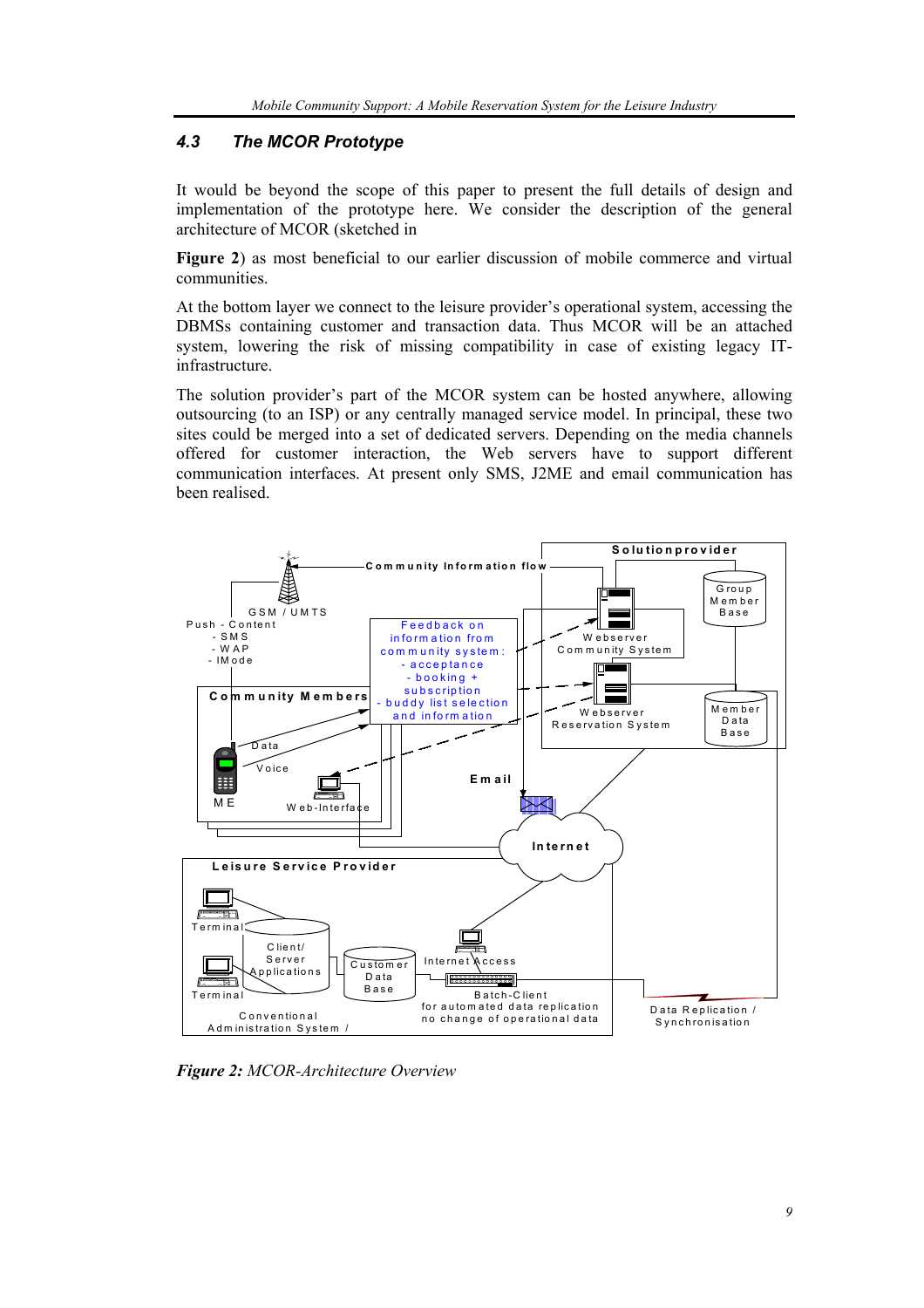### 4.3 The MCOR Prototype

It would be beyond the scope of this paper to present the full details of design and implementation of the prototype here. We consider the description of the general architecture of MCOR (sketched in

**Figure 2**) as most beneficial to our earlier discussion of mobile commerce and virtual communities.

At the bottom layer we connect to the leisure provider's operational system, accessing the DBMSs containing customer and transaction data. Thus MCOR will be an attached system, lowering the risk of missing compatibility in case of existing legacy IT-infrastructure.

The solution provider's part of the MCOR system can be hosted anywhere, allowing outsourcing (to an ISP) or any centrally managed service model. In principal, these two sites could be merged into a set of dedicated servers. Depending on the media channels offered for customer interaction, the Web servers have to support different communication interfaces. At present only SMS, J2ME and email communication has been realised.

***Figure 2:*** *MCOR-Architecture Overview*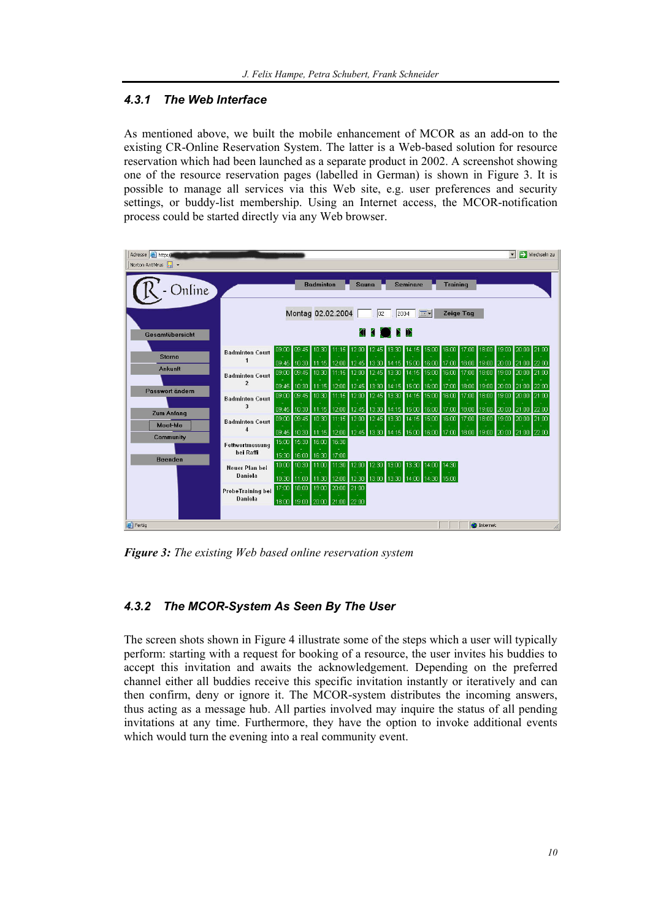### 4.3.1 The Web Interface

As mentioned above, we built the mobile enhancement of MCOR as an add-on to the existing CR-Online Reservation System. The latter is a Web-based solution for resource reservation which had been launched as a separate product in 2002. A screenshot showing one of the resource reservation pages (labelled in German) is shown in Figure 3. It is possible to manage all services via this Web site, e.g. user preferences and security settings, or buddy-list membership. Using an Internet access, the MCOR-notification process could be started directly via any Web browser.

***Figure 3:*** *The existing Web based online reservation system*

### 4.3.2 The MCOR-System As Seen By The User

The screen shots shown in Figure 4 illustrate some of the steps which a user will typically perform: starting with a request for booking of a resource, the user invites his buddies to accept this invitation and awaits the acknowledgement. Depending on the preferred channel either all buddies receive this specific invitation instantly or iteratively and can then confirm, deny or ignore it. The MCOR-system distributes the incoming answers, thus acting as a message hub. All parties involved may inquire the status of all pending invitations at any time. Furthermore, they have the option to invoke additional events which would turn the evening into a real community event.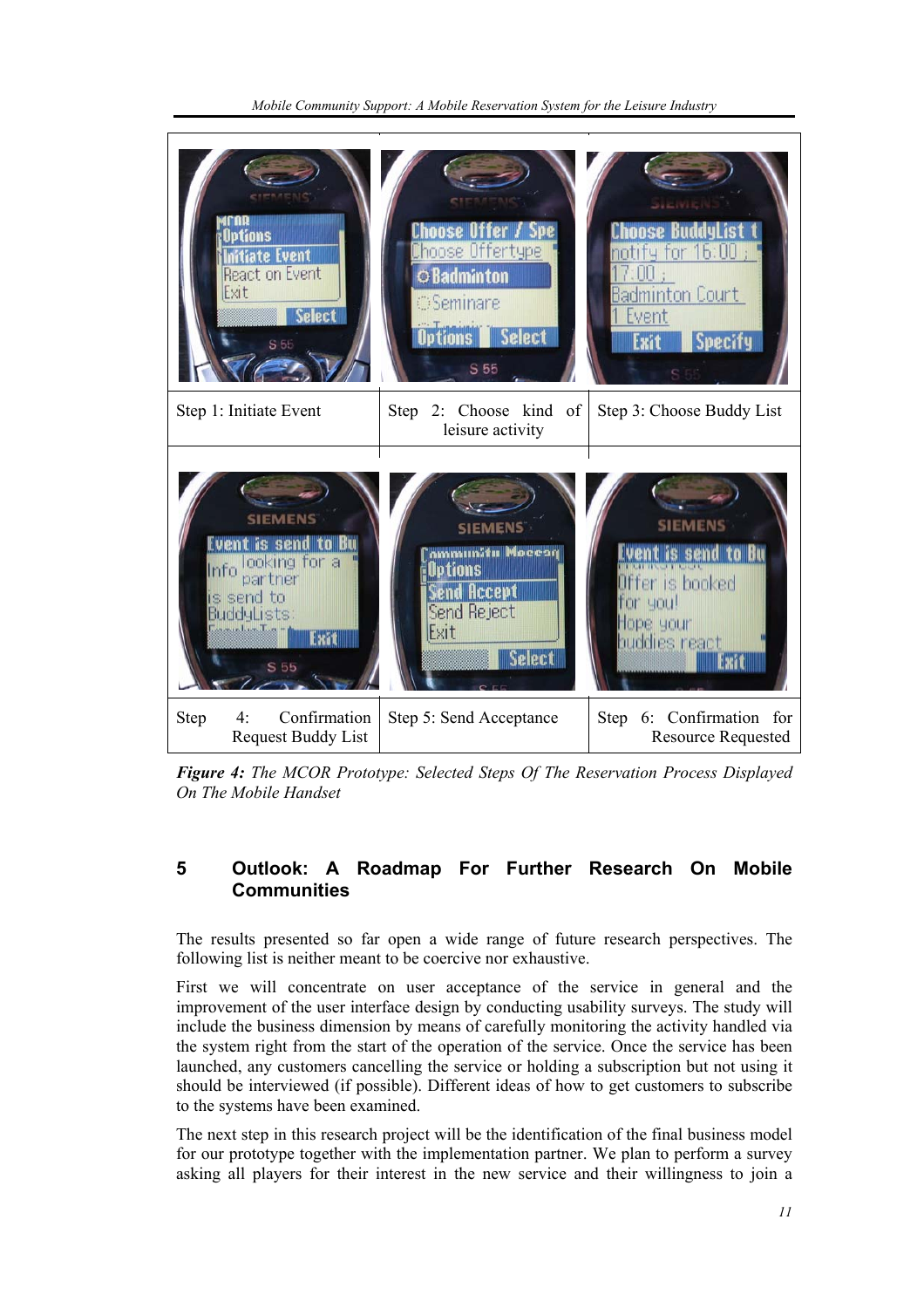| Step 1: Initiate Event | Step 2: Choose kind of leisure activity | Step 3: Choose Buddy List |
|---|---|---|
| Step 4: Confirmation Request Buddy List | Step 5: Send Acceptance | Step 6: Confirmation for Resource Requested |

***Figure 4:*** *The MCOR Prototype: Selected Steps Of The Reservation Process Displayed On The Mobile Handset*

## 5 Outlook: A Roadmap For Further Research On Mobile Communities

The results presented so far open a wide range of future research perspectives. The following list is neither meant to be coercive nor exhaustive.

First we will concentrate on user acceptance of the service in general and the improvement of the user interface design by conducting usability surveys. The study will include the business dimension by means of carefully monitoring the activity handled via the system right from the start of the operation of the service. Once the service has been launched, any customers cancelling the service or holding a subscription but not using it should be interviewed (if possible). Different ideas of how to get customers to subscribe to the systems have been examined.

The next step in this research project will be the identification of the final business model for our prototype together with the implementation partner. We plan to perform a survey asking all players for their interest in the new service and their willingness to join a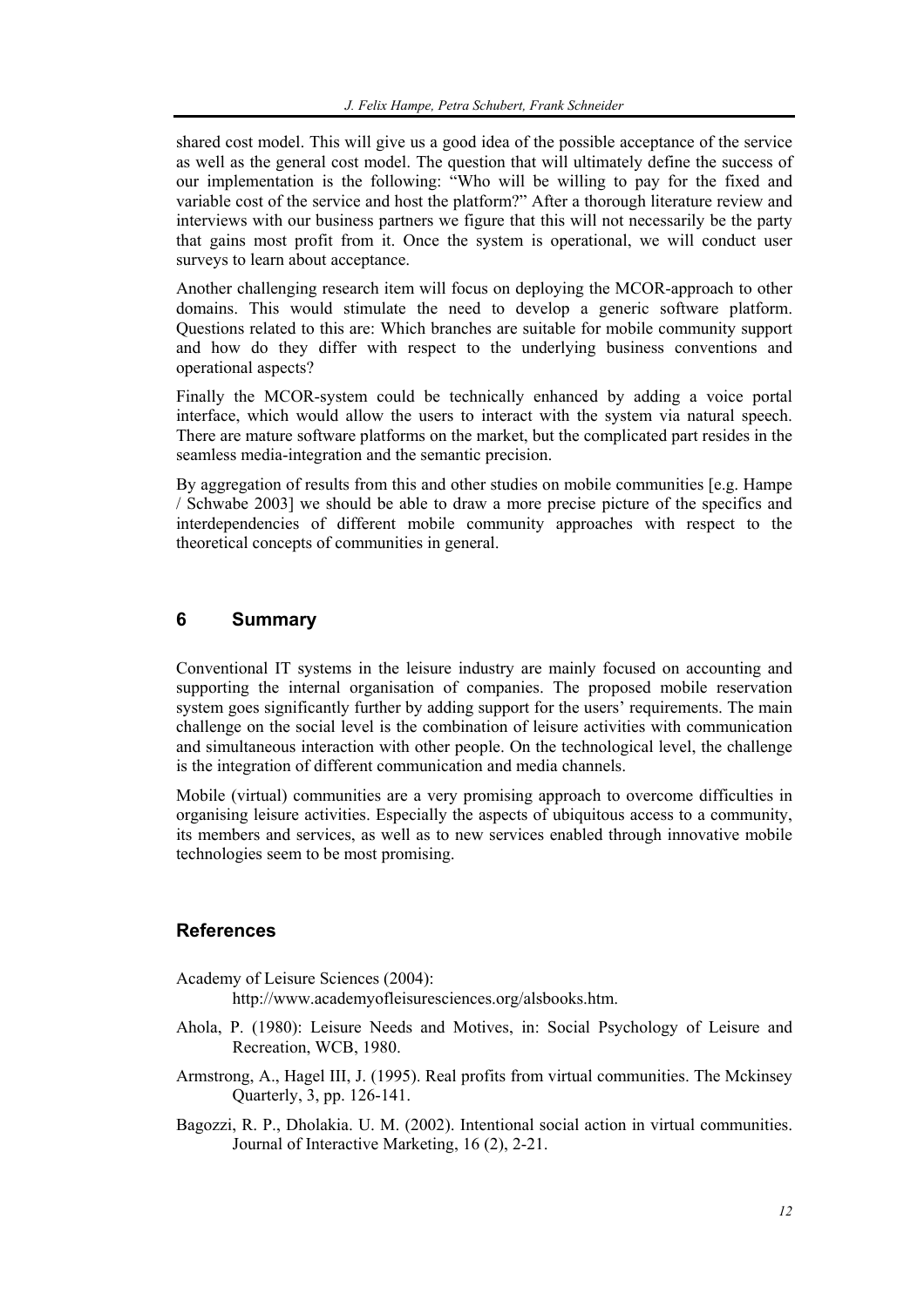shared cost model. This will give us a good idea of the possible acceptance of the service as well as the general cost model. The question that will ultimately define the success of our implementation is the following: "Who will be willing to pay for the fixed and variable cost of the service and host the platform?" After a thorough literature review and interviews with our business partners we figure that this will not necessarily be the party that gains most profit from it. Once the system is operational, we will conduct user surveys to learn about acceptance.

Another challenging research item will focus on deploying the MCOR-approach to other domains. This would stimulate the need to develop a generic software platform. Questions related to this are: Which branches are suitable for mobile community support and how do they differ with respect to the underlying business conventions and operational aspects?

Finally the MCOR-system could be technically enhanced by adding a voice portal interface, which would allow the users to interact with the system via natural speech. There are mature software platforms on the market, but the complicated part resides in the seamless media-integration and the semantic precision.

By aggregation of results from this and other studies on mobile communities [e.g. Hampe / Schwabe 2003] we should be able to draw a more precise picture of the specifics and interdependencies of different mobile community approaches with respect to the theoretical concepts of communities in general.

## 6 Summary

Conventional IT systems in the leisure industry are mainly focused on accounting and supporting the internal organisation of companies. The proposed mobile reservation system goes significantly further by adding support for the users' requirements. The main challenge on the social level is the combination of leisure activities with communication and simultaneous interaction with other people. On the technological level, the challenge is the integration of different communication and media channels.

Mobile (virtual) communities are a very promising approach to overcome difficulties in organising leisure activities. Especially the aspects of ubiquitous access to a community, its members and services, as well as to new services enabled through innovative mobile technologies seem to be most promising.

## References

Academy of Leisure Sciences (2004): http://www.academyofleisuresciences.org/alsbooks.htm.

Ahola, P. (1980): Leisure Needs and Motives, in: Social Psychology of Leisure and Recreation, WCB, 1980.

Armstrong, A., Hagel III, J. (1995). Real profits from virtual communities. The Mckinsey Quarterly, 3, pp. 126-141.

Bagozzi, R. P., Dholakia. U. M. (2002). Intentional social action in virtual communities. Journal of Interactive Marketing, 16 (2), 2-21.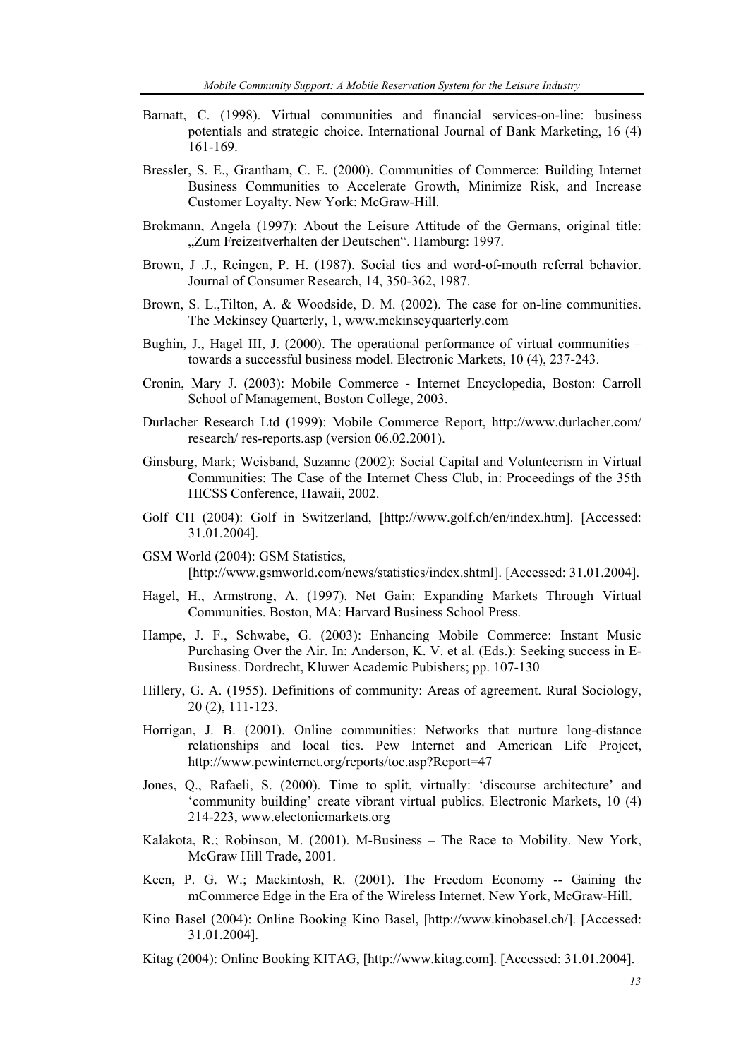Barnatt, C. (1998). Virtual communities and financial services-on-line: business potentials and strategic choice. International Journal of Bank Marketing, 16 (4) 161-169.

Bressler, S. E., Grantham, C. E. (2000). Communities of Commerce: Building Internet Business Communities to Accelerate Growth, Minimize Risk, and Increase Customer Loyalty. New York: McGraw-Hill.

Brokmann, Angela (1997): About the Leisure Attitude of the Germans, original title: „Zum Freizeitverhalten der Deutschen". Hamburg: 1997.

Brown, J .J., Reingen, P. H. (1987). Social ties and word-of-mouth referral behavior. Journal of Consumer Research, 14, 350-362, 1987.

Brown, S. L.,Tilton, A. & Woodside, D. M. (2002). The case for on-line communities. The Mckinsey Quarterly, 1, www.mckinseyquarterly.com

Bughin, J., Hagel III, J. (2000). The operational performance of virtual communities – towards a successful business model. Electronic Markets, 10 (4), 237-243.

Cronin, Mary J. (2003): Mobile Commerce - Internet Encyclopedia, Boston: Carroll School of Management, Boston College, 2003.

Durlacher Research Ltd (1999): Mobile Commerce Report, http://www.durlacher.com/ research/ res-reports.asp (version 06.02.2001).

Ginsburg, Mark; Weisband, Suzanne (2002): Social Capital and Volunteerism in Virtual Communities: The Case of the Internet Chess Club, in: Proceedings of the 35th HICSS Conference, Hawaii, 2002.

Golf CH (2004): Golf in Switzerland, [http://www.golf.ch/en/index.htm]. [Accessed: 31.01.2004].

GSM World (2004): GSM Statistics, [http://www.gsmworld.com/news/statistics/index.shtml]. [Accessed: 31.01.2004].

Hagel, H., Armstrong, A. (1997). Net Gain: Expanding Markets Through Virtual Communities. Boston, MA: Harvard Business School Press.

Hampe, J. F., Schwabe, G. (2003): Enhancing Mobile Commerce: Instant Music Purchasing Over the Air. In: Anderson, K. V. et al. (Eds.): Seeking success in E-Business. Dordrecht, Kluwer Academic Pubishers; pp. 107-130

Hillery, G. A. (1955). Definitions of community: Areas of agreement. Rural Sociology, 20 (2), 111-123.

Horrigan, J. B. (2001). Online communities: Networks that nurture long-distance relationships and local ties. Pew Internet and American Life Project, http://www.pewinternet.org/reports/toc.asp?Report=47

Jones, Q., Rafaeli, S. (2000). Time to split, virtually: 'discourse architecture' and 'community building' create vibrant virtual publics. Electronic Markets, 10 (4) 214-223, www.electonicmarkets.org

Kalakota, R.; Robinson, M. (2001). M-Business – The Race to Mobility. New York, McGraw Hill Trade, 2001.

Keen, P. G. W.; Mackintosh, R. (2001). The Freedom Economy -- Gaining the mCommerce Edge in the Era of the Wireless Internet. New York, McGraw-Hill.

Kino Basel (2004): Online Booking Kino Basel, [http://www.kinobasel.ch/]. [Accessed: 31.01.2004].

Kitag (2004): Online Booking KITAG, [http://www.kitag.com]. [Accessed: 31.01.2004].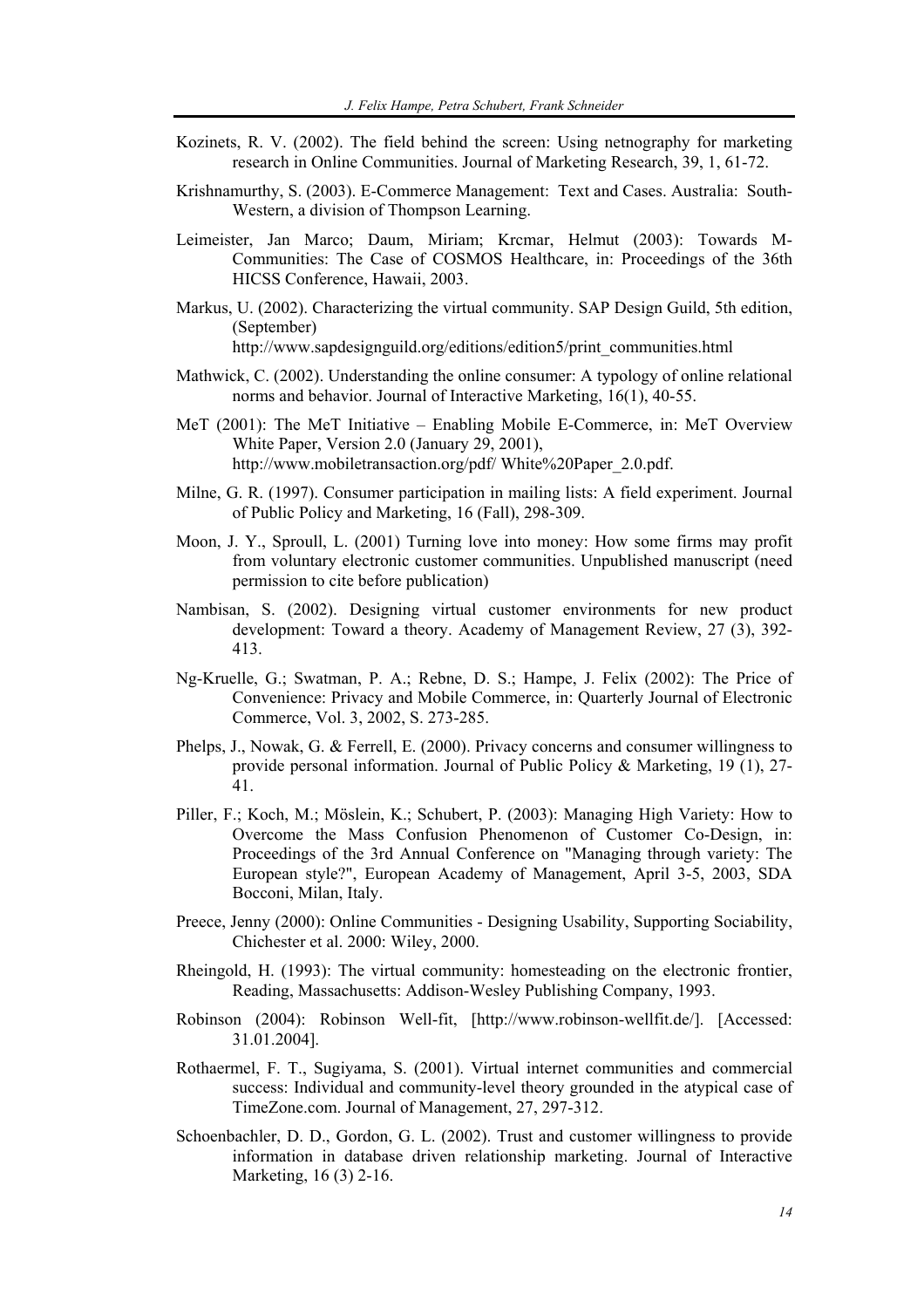Kozinets, R. V. (2002). The field behind the screen: Using netnography for marketing research in Online Communities. Journal of Marketing Research, 39, 1, 61-72.

Krishnamurthy, S. (2003). E-Commerce Management: Text and Cases. Australia: South-Western, a division of Thompson Learning.

Leimeister, Jan Marco; Daum, Miriam; Krcmar, Helmut (2003): Towards M-Communities: The Case of COSMOS Healthcare, in: Proceedings of the 36th HICSS Conference, Hawaii, 2003.

Markus, U. (2002). Characterizing the virtual community. SAP Design Guild, 5th edition, (September) http://www.sapdesignguild.org/editions/edition5/print_communities.html

Mathwick, C. (2002). Understanding the online consumer: A typology of online relational norms and behavior. Journal of Interactive Marketing, 16(1), 40-55.

MeT (2001): The MeT Initiative – Enabling Mobile E-Commerce, in: MeT Overview White Paper, Version 2.0 (January 29, 2001), http://www.mobiletransaction.org/pdf/ White%20Paper_2.0.pdf.

Milne, G. R. (1997). Consumer participation in mailing lists: A field experiment. Journal of Public Policy and Marketing, 16 (Fall), 298-309.

Moon, J. Y., Sproull, L. (2001) Turning love into money: How some firms may profit from voluntary electronic customer communities. Unpublished manuscript (need permission to cite before publication)

Nambisan, S. (2002). Designing virtual customer environments for new product development: Toward a theory. Academy of Management Review, 27 (3), 392-413.

Ng-Kruelle, G.; Swatman, P. A.; Rebne, D. S.; Hampe, J. Felix (2002): The Price of Convenience: Privacy and Mobile Commerce, in: Quarterly Journal of Electronic Commerce, Vol. 3, 2002, S. 273-285.

Phelps, J., Nowak, G. & Ferrell, E. (2000). Privacy concerns and consumer willingness to provide personal information. Journal of Public Policy & Marketing, 19 (1), 27-41.

Piller, F.; Koch, M.; Möslein, K.; Schubert, P. (2003): Managing High Variety: How to Overcome the Mass Confusion Phenomenon of Customer Co-Design, in: Proceedings of the 3rd Annual Conference on "Managing through variety: The European style?", European Academy of Management, April 3-5, 2003, SDA Bocconi, Milan, Italy.

Preece, Jenny (2000): Online Communities - Designing Usability, Supporting Sociability, Chichester et al. 2000: Wiley, 2000.

Rheingold, H. (1993): The virtual community: homesteading on the electronic frontier, Reading, Massachusetts: Addison-Wesley Publishing Company, 1993.

Robinson (2004): Robinson Well-fit, [http://www.robinson-wellfit.de/]. [Accessed: 31.01.2004].

Rothaermel, F. T., Sugiyama, S. (2001). Virtual internet communities and commercial success: Individual and community-level theory grounded in the atypical case of TimeZone.com. Journal of Management, 27, 297-312.

Schoenbachler, D. D., Gordon, G. L. (2002). Trust and customer willingness to provide information in database driven relationship marketing. Journal of Interactive Marketing, 16 (3) 2-16.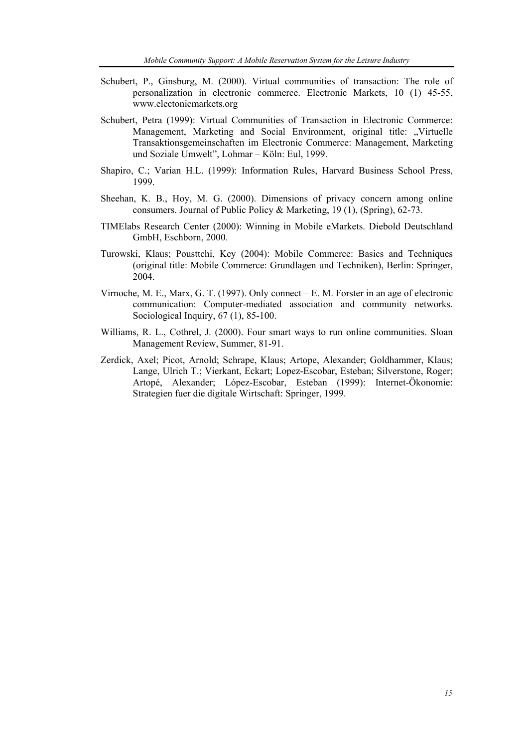Schubert, P., Ginsburg, M. (2000). Virtual communities of transaction: The role of personalization in electronic commerce. Electronic Markets, 10 (1) 45-55, www.electonicmarkets.org

Schubert, Petra (1999): Virtual Communities of Transaction in Electronic Commerce: Management, Marketing and Social Environment, original title: „Virtuelle Transaktionsgemeinschaften im Electronic Commerce: Management, Marketing und Soziale Umwelt", Lohmar – Köln: Eul, 1999.

Shapiro, C.; Varian H.L. (1999): Information Rules, Harvard Business School Press, 1999.

Sheehan, K. B., Hoy, M. G. (2000). Dimensions of privacy concern among online consumers. Journal of Public Policy & Marketing, 19 (1), (Spring), 62-73.

TIMElabs Research Center (2000): Winning in Mobile eMarkets. Diebold Deutschland GmbH, Eschborn, 2000.

Turowski, Klaus; Pousttchi, Key (2004): Mobile Commerce: Basics and Techniques (original title: Mobile Commerce: Grundlagen und Techniken), Berlin: Springer, 2004.

Virnoche, M. E., Marx, G. T. (1997). Only connect – E. M. Forster in an age of electronic communication: Computer-mediated association and community networks. Sociological Inquiry, 67 (1), 85-100.

Williams, R. L., Cothrel, J. (2000). Four smart ways to run online communities. Sloan Management Review, Summer, 81-91.

Zerdick, Axel; Picot, Arnold; Schrape, Klaus; Artope, Alexander; Goldhammer, Klaus; Lange, Ulrich T.; Vierkant, Eckart; Lopez-Escobar, Esteban; Silverstone, Roger; Artopé, Alexander; López-Escobar, Esteban (1999): Internet-Ökonomie: Strategien fuer die digitale Wirtschaft: Springer, 1999.